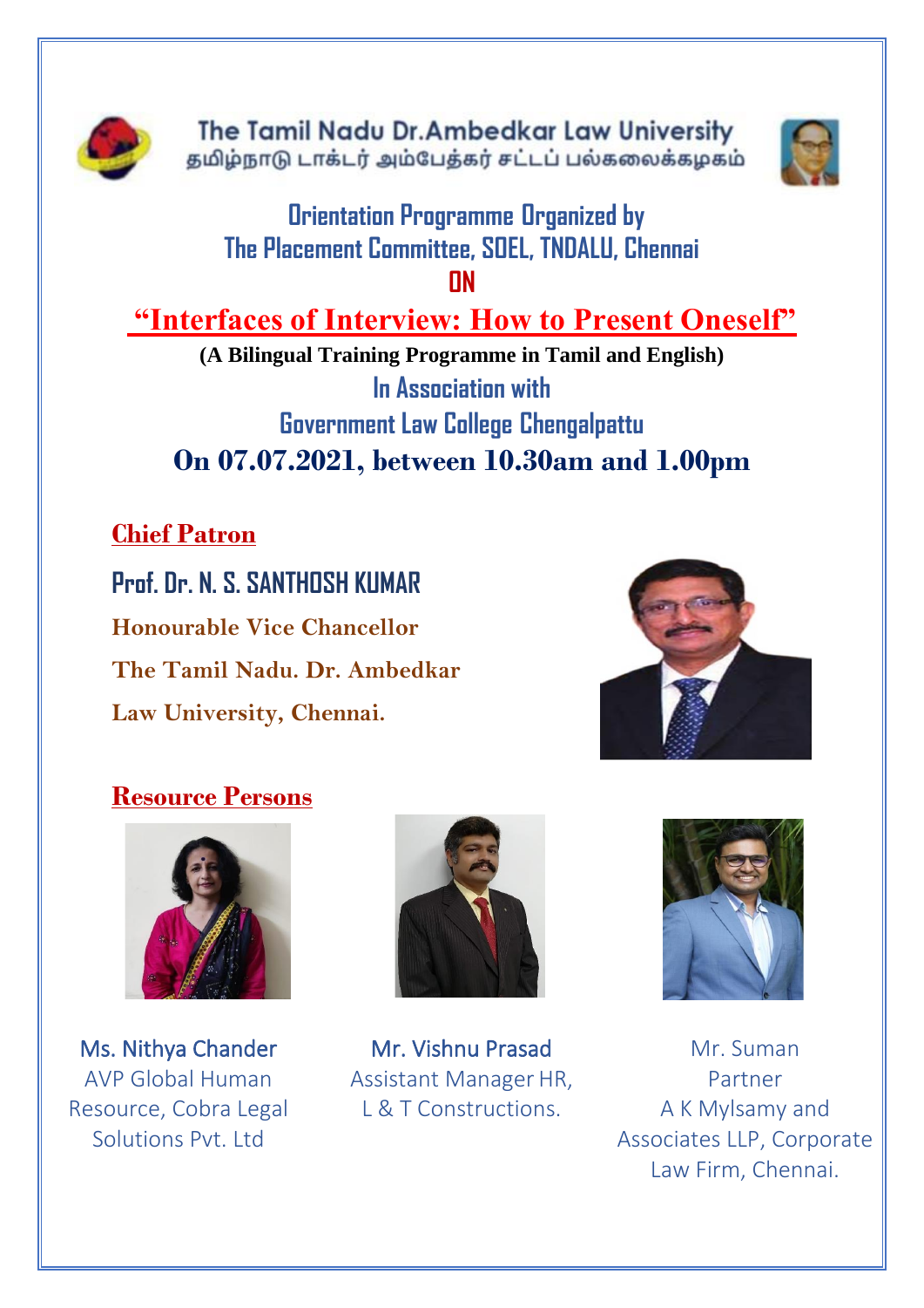# The Tamil Nadu Dr.Ambedkar Law University
தமிழ்நாடு டாக்டர் அம்பேத்கர் சட்டப் பல்கலைக்கழகம்

## Orientation Programme Organized by
## The Placement Committee, SOEL, TNDALU, Chennai
## ON

# "Interfaces of Interview: How to Present Oneself"

**(A Bilingual Training Programme in Tamil and English)**

## In Association with
## Government Law College Chengalpattu

## On 07.07.2021, between 10.30am and 1.00pm

### Chief Patron

**Prof. Dr. N. S. SANTHOSH KUMAR**

**Honourable Vice Chancellor**
**The Tamil Nadu. Dr. Ambedkar**
**Law University, Chennai.**

### Resource Persons

Ms. Nithya Chander
AVP Global Human Resource, Cobra Legal Solutions Pvt. Ltd

Mr. Vishnu Prasad
Assistant Manager HR, L & T Constructions.

Mr. Suman
Partner
A K Mylsamy and Associates LLP, Corporate Law Firm, Chennai.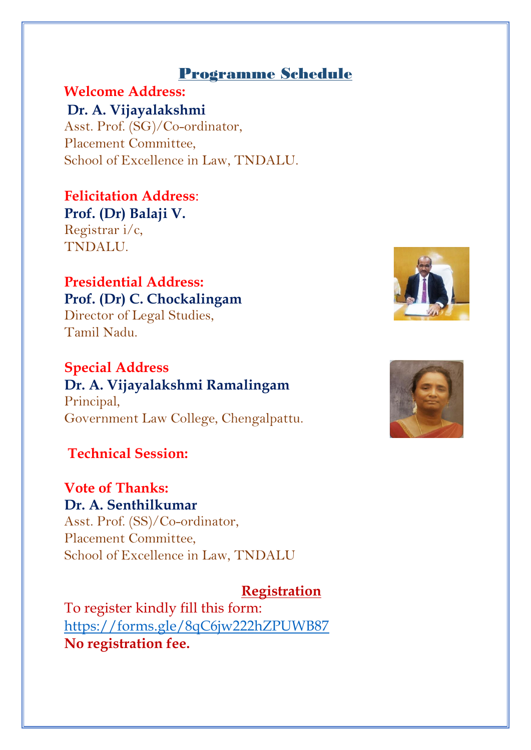## Programme Schedule

**Welcome Address:**

**Dr. A. Vijayalakshmi**
Asst. Prof. (SG)/Co-ordinator,
Placement Committee,
School of Excellence in Law, TNDALU.

**Felicitation Address**:

**Prof. (Dr) Balaji V.**
Registrar i/c,
TNDALU.

**Presidential Address:**

**Prof. (Dr) C. Chockalingam**
Director of Legal Studies,
Tamil Nadu.

**Special Address**

**Dr. A. Vijayalakshmi Ramalingam**
Principal,
Government Law College, Chengalpattu.

**Technical Session:**

**Vote of Thanks:**

**Dr. A. Senthilkumar**
Asst. Prof. (SS)/Co-ordinator,
Placement Committee,
School of Excellence in Law, TNDALU

**Registration**

To register kindly fill this form:
https://forms.gle/8qC6jw222hZPUWB87
**No registration fee.**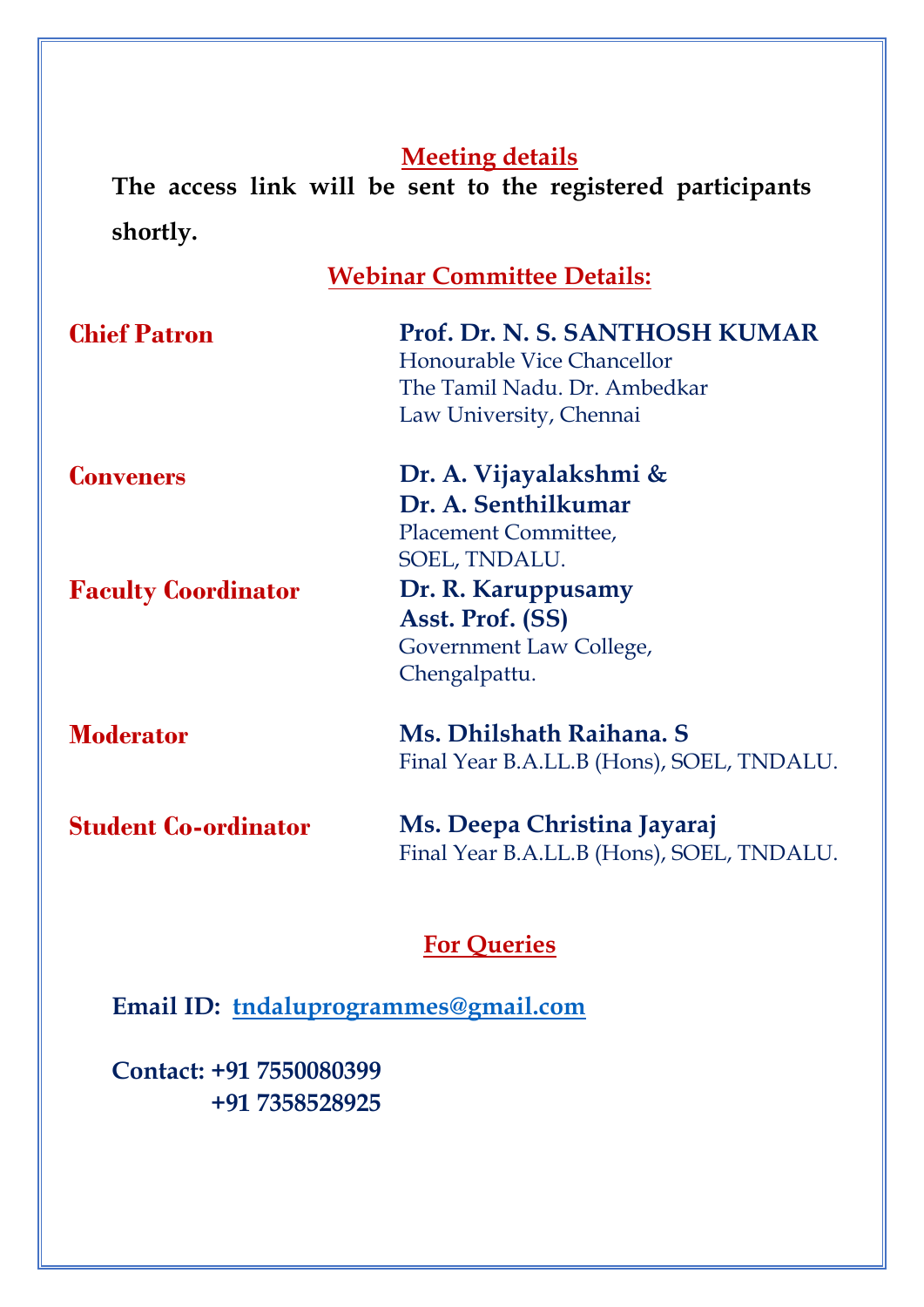## Meeting details

**The access link will be sent to the registered participants shortly.**

## Webinar Committee Details:

| | |
|---|---|
| **Chief Patron** | **Prof. Dr. N. S. SANTHOSH KUMAR**<br>Honourable Vice Chancellor<br>The Tamil Nadu. Dr. Ambedkar Law University, Chennai |
| **Conveners** | **Dr. A. Vijayalakshmi &**<br>**Dr. A. Senthilkumar**<br>Placement Committee,<br>SOEL, TNDALU. |
| **Faculty Coordinator** | **Dr. R. Karuppusamy**<br>**Asst. Prof. (SS)**<br>Government Law College,<br>Chengalpattu. |
| **Moderator** | **Ms. Dhilshath Raihana. S**<br>Final Year B.A.LL.B (Hons), SOEL, TNDALU. |
| **Student Co-ordinator** | **Ms. Deepa Christina Jayaraj**<br>Final Year B.A.LL.B (Hons), SOEL, TNDALU. |

## For Queries

**Email ID:** tndaluprogrammes@gmail.com

**Contact: +91 7550080399**
**+91 7358528925**